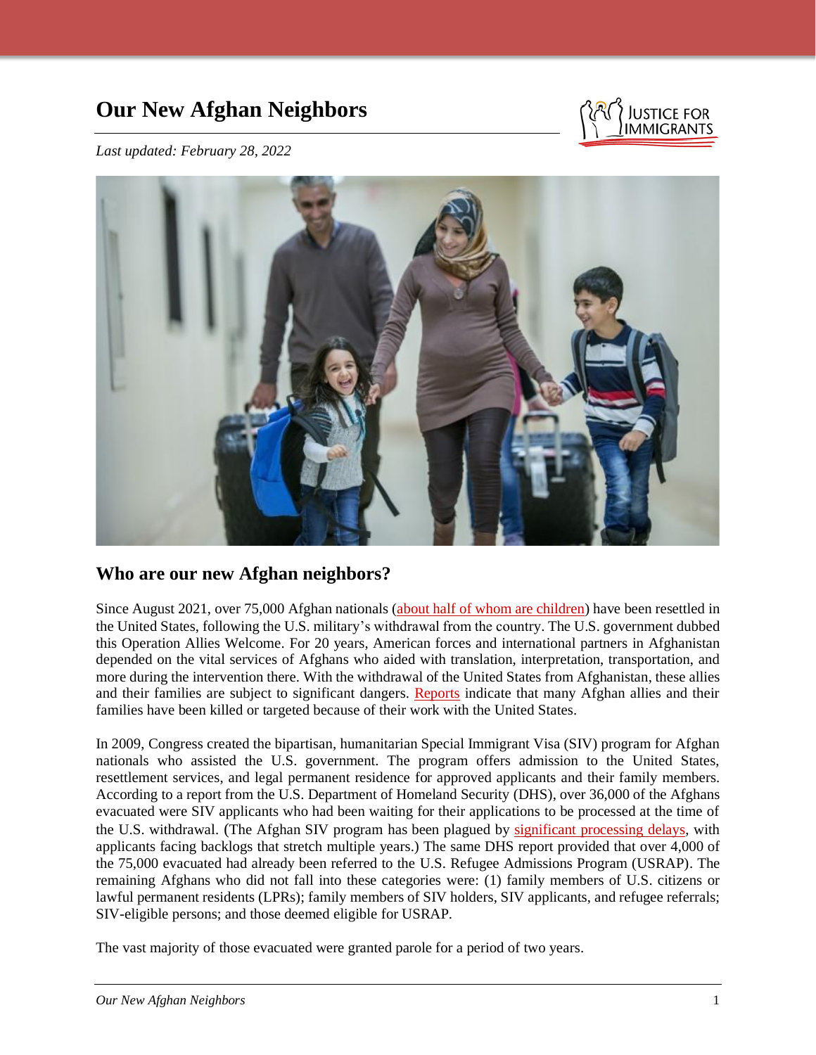# Our New Afghan Neighbors

*Last updated: February 28, 2022*

## Who are our new Afghan neighbors?

Since August 2021, over 75,000 Afghan nationals (about half of whom are children) have been resettled in the United States, following the U.S. military's withdrawal from the country. The U.S. government dubbed this Operation Allies Welcome. For 20 years, American forces and international partners in Afghanistan depended on the vital services of Afghans who aided with translation, interpretation, transportation, and more during the intervention there. With the withdrawal of the United States from Afghanistan, these allies and their families are subject to significant dangers. Reports indicate that many Afghan allies and their families have been killed or targeted because of their work with the United States.

In 2009, Congress created the bipartisan, humanitarian Special Immigrant Visa (SIV) program for Afghan nationals who assisted the U.S. government. The program offers admission to the United States, resettlement services, and legal permanent residence for approved applicants and their family members. According to a report from the U.S. Department of Homeland Security (DHS), over 36,000 of the Afghans evacuated were SIV applicants who had been waiting for their applications to be processed at the time of the U.S. withdrawal. (The Afghan SIV program has been plagued by significant processing delays, with applicants facing backlogs that stretch multiple years.) The same DHS report provided that over 4,000 of the 75,000 evacuated had already been referred to the U.S. Refugee Admissions Program (USRAP). The remaining Afghans who did not fall into these categories were: (1) family members of U.S. citizens or lawful permanent residents (LPRs); family members of SIV holders, SIV applicants, and refugee referrals; SIV-eligible persons; and those deemed eligible for USRAP.

The vast majority of those evacuated were granted parole for a period of two years.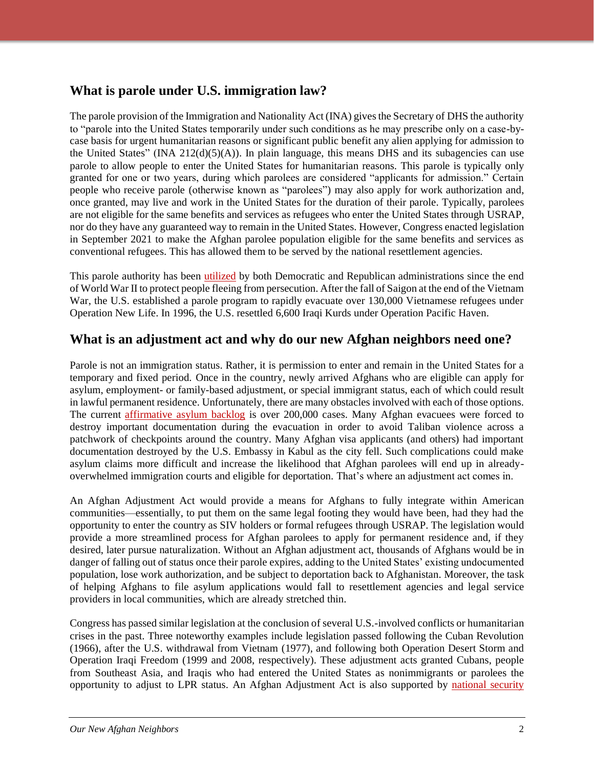## What is parole under U.S. immigration law?

The parole provision of the Immigration and Nationality Act (INA) gives the Secretary of DHS the authority to "parole into the United States temporarily under such conditions as he may prescribe only on a case-by-case basis for urgent humanitarian reasons or significant public benefit any alien applying for admission to the United States" (INA 212(d)(5)(A)). In plain language, this means DHS and its subagencies can use parole to allow people to enter the United States for humanitarian reasons. This parole is typically only granted for one or two years, during which parolees are considered "applicants for admission." Certain people who receive parole (otherwise known as "parolees") may also apply for work authorization and, once granted, may live and work in the United States for the duration of their parole. Typically, parolees are not eligible for the same benefits and services as refugees who enter the United States through USRAP, nor do they have any guaranteed way to remain in the United States. However, Congress enacted legislation in September 2021 to make the Afghan parolee population eligible for the same benefits and services as conventional refugees. This has allowed them to be served by the national resettlement agencies.

This parole authority has been utilized by both Democratic and Republican administrations since the end of World War II to protect people fleeing from persecution. After the fall of Saigon at the end of the Vietnam War, the U.S. established a parole program to rapidly evacuate over 130,000 Vietnamese refugees under Operation New Life. In 1996, the U.S. resettled 6,600 Iraqi Kurds under Operation Pacific Haven.

## What is an adjustment act and why do our new Afghan neighbors need one?

Parole is not an immigration status. Rather, it is permission to enter and remain in the United States for a temporary and fixed period. Once in the country, newly arrived Afghans who are eligible can apply for asylum, employment- or family-based adjustment, or special immigrant status, each of which could result in lawful permanent residence. Unfortunately, there are many obstacles involved with each of those options. The current affirmative asylum backlog is over 200,000 cases. Many Afghan evacuees were forced to destroy important documentation during the evacuation in order to avoid Taliban violence across a patchwork of checkpoints around the country. Many Afghan visa applicants (and others) had important documentation destroyed by the U.S. Embassy in Kabul as the city fell. Such complications could make asylum claims more difficult and increase the likelihood that Afghan parolees will end up in already-overwhelmed immigration courts and eligible for deportation. That's where an adjustment act comes in.

An Afghan Adjustment Act would provide a means for Afghans to fully integrate within American communities—essentially, to put them on the same legal footing they would have been, had they had the opportunity to enter the country as SIV holders or formal refugees through USRAP. The legislation would provide a more streamlined process for Afghan parolees to apply for permanent residence and, if they desired, later pursue naturalization. Without an Afghan adjustment act, thousands of Afghans would be in danger of falling out of status once their parole expires, adding to the United States' existing undocumented population, lose work authorization, and be subject to deportation back to Afghanistan. Moreover, the task of helping Afghans to file asylum applications would fall to resettlement agencies and legal service providers in local communities, which are already stretched thin.

Congress has passed similar legislation at the conclusion of several U.S.-involved conflicts or humanitarian crises in the past. Three noteworthy examples include legislation passed following the Cuban Revolution (1966), after the U.S. withdrawal from Vietnam (1977), and following both Operation Desert Storm and Operation Iraqi Freedom (1999 and 2008, respectively). These adjustment acts granted Cubans, people from Southeast Asia, and Iraqis who had entered the United States as nonimmigrants or parolees the opportunity to adjust to LPR status. An Afghan Adjustment Act is also supported by national security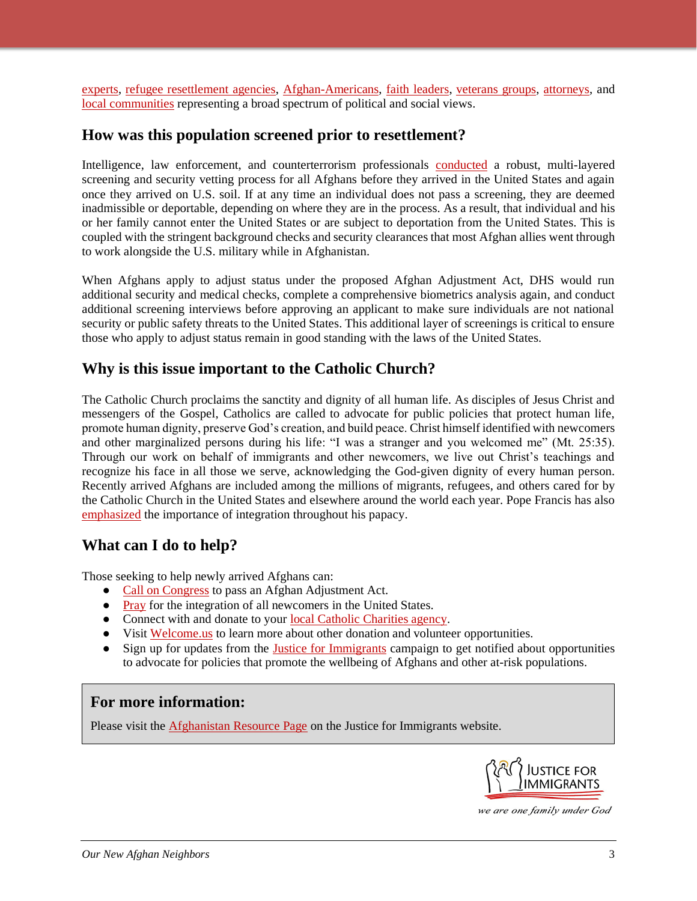experts, refugee resettlement agencies, Afghan-Americans, faith leaders, veterans groups, attorneys, and local communities representing a broad spectrum of political and social views.

## How was this population screened prior to resettlement?

Intelligence, law enforcement, and counterterrorism professionals conducted a robust, multi-layered screening and security vetting process for all Afghans before they arrived in the United States and again once they arrived on U.S. soil. If at any time an individual does not pass a screening, they are deemed inadmissible or deportable, depending on where they are in the process. As a result, that individual and his or her family cannot enter the United States or are subject to deportation from the United States. This is coupled with the stringent background checks and security clearances that most Afghan allies went through to work alongside the U.S. military while in Afghanistan.

When Afghans apply to adjust status under the proposed Afghan Adjustment Act, DHS would run additional security and medical checks, complete a comprehensive biometrics analysis again, and conduct additional screening interviews before approving an applicant to make sure individuals are not national security or public safety threats to the United States. This additional layer of screenings is critical to ensure those who apply to adjust status remain in good standing with the laws of the United States.

## Why is this issue important to the Catholic Church?

The Catholic Church proclaims the sanctity and dignity of all human life. As disciples of Jesus Christ and messengers of the Gospel, Catholics are called to advocate for public policies that protect human life, promote human dignity, preserve God's creation, and build peace. Christ himself identified with newcomers and other marginalized persons during his life: "I was a stranger and you welcomed me" (Mt. 25:35). Through our work on behalf of immigrants and other newcomers, we live out Christ's teachings and recognize his face in all those we serve, acknowledging the God-given dignity of every human person. Recently arrived Afghans are included among the millions of migrants, refugees, and others cared for by the Catholic Church in the United States and elsewhere around the world each year. Pope Francis has also emphasized the importance of integration throughout his papacy.

## What can I do to help?

Those seeking to help newly arrived Afghans can:

- Call on Congress to pass an Afghan Adjustment Act.
- Pray for the integration of all newcomers in the United States.
- Connect with and donate to your local Catholic Charities agency.
- Visit Welcome.us to learn more about other donation and volunteer opportunities.
- Sign up for updates from the Justice for Immigrants campaign to get notified about opportunities to advocate for policies that promote the wellbeing of Afghans and other at-risk populations.

## For more information:

Please visit the Afghanistan Resource Page on the Justice for Immigrants website.

JUSTICE FOR IMMIGRANTS

*we are one family under God*